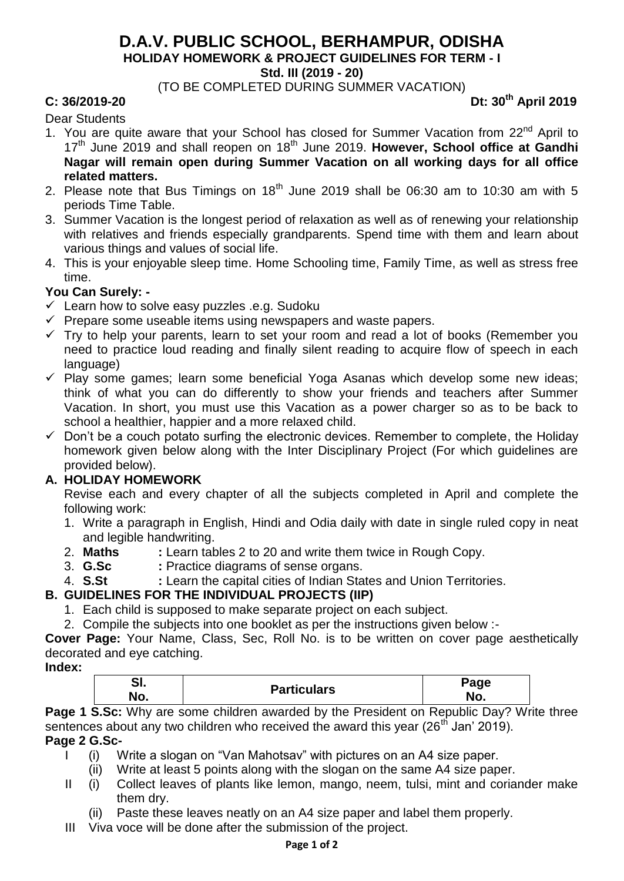# D.A.V. PUBLIC SCHOOL, BERHAMPUR, ODISHA

## HOLIDAY HOMEWORK & PROJECT GUIDELINES FOR TERM - I

**Std. III (2019 - 20)**

(TO BE COMPLETED DURING SUMMER VACATION)

**C: 36/2019-20** **Dt: 30th April 2019**

Dear Students

1. You are quite aware that your School has closed for Summer Vacation from 22nd April to 17th June 2019 and shall reopen on 18th June 2019. **However, School office at Gandhi Nagar will remain open during Summer Vacation on all working days for all office related matters.**
2. Please note that Bus Timings on 18th June 2019 shall be 06:30 am to 10:30 am with 5 periods Time Table.
3. Summer Vacation is the longest period of relaxation as well as of renewing your relationship with relatives and friends especially grandparents. Spend time with them and learn about various things and values of social life.
4. This is your enjoyable sleep time. Home Schooling time, Family Time, as well as stress free time.

**You Can Surely: -**

- ✓ Learn how to solve easy puzzles .e.g. Sudoku
- ✓ Prepare some useable items using newspapers and waste papers.
- ✓ Try to help your parents, learn to set your room and read a lot of books (Remember you need to practice loud reading and finally silent reading to acquire flow of speech in each language)
- ✓ Play some games; learn some beneficial Yoga Asanas which develop some new ideas; think of what you can do differently to show your friends and teachers after Summer Vacation. In short, you must use this Vacation as a power charger so as to be back to school a healthier, happier and a more relaxed child.
- ✓ Don't be a couch potato surfing the electronic devices. Remember to complete, the Holiday homework given below along with the Inter Disciplinary Project (For which guidelines are provided below).

**A. HOLIDAY HOMEWORK**

Revise each and every chapter of all the subjects completed in April and complete the following work:

1. Write a paragraph in English, Hindi and Odia daily with date in single ruled copy in neat and legible handwriting.
2. **Maths** **:** Learn tables 2 to 20 and write them twice in Rough Copy.
3. **G.Sc** **:** Practice diagrams of sense organs.
4. **S.St** **:** Learn the capital cities of Indian States and Union Territories.

**B. GUIDELINES FOR THE INDIVIDUAL PROJECTS (IIP)**

1. Each child is supposed to make separate project on each subject.
2. Compile the subjects into one booklet as per the instructions given below :-

**Cover Page:** Your Name, Class, Sec, Roll No. is to be written on cover page aesthetically decorated and eye catching.

**Index:**

| Sl. No. | Particulars | Page No. |
|---|---|---|

**Page 1 S.Sc:** Why are some children awarded by the President on Republic Day? Write three sentences about any two children who received the award this year (26th Jan' 2019).

**Page 2 G.Sc-**

- I (i) Write a slogan on "Van Mahotsav" with pictures on an A4 size paper.
  - (ii) Write at least 5 points along with the slogan on the same A4 size paper.
- II (i) Collect leaves of plants like lemon, mango, neem, tulsi, mint and coriander make them dry.
  - (ii) Paste these leaves neatly on an A4 size paper and label them properly.
- III Viva voce will be done after the submission of the project.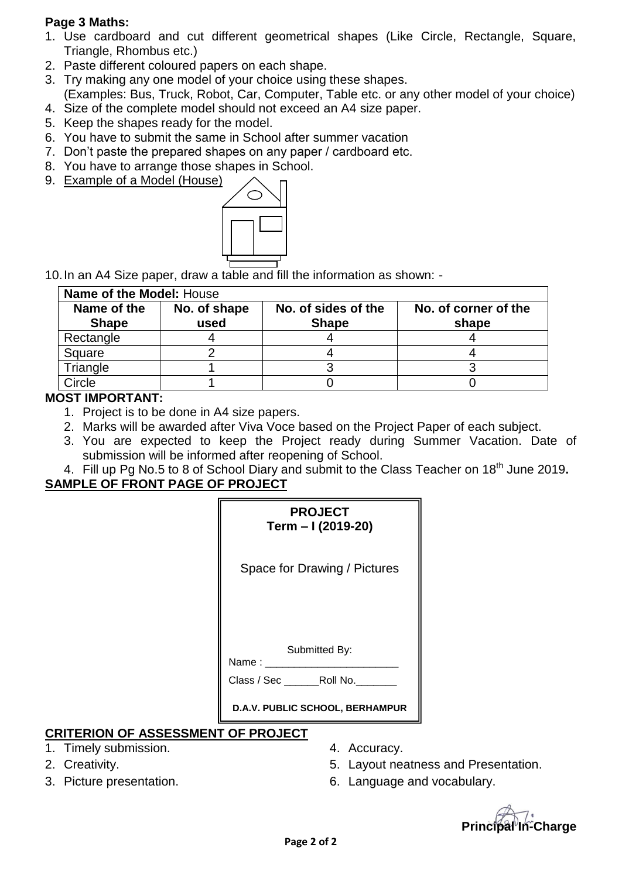**Page 3 Maths:**

1. Use cardboard and cut different geometrical shapes (Like Circle, Rectangle, Square, Triangle, Rhombus etc.)
2. Paste different coloured papers on each shape.
3. Try making any one model of your choice using these shapes.
   (Examples: Bus, Truck, Robot, Car, Computer, Table etc. or any other model of your choice)
4. Size of the complete model should not exceed an A4 size paper.
5. Keep the shapes ready for the model.
6. You have to submit the same in School after summer vacation
7. Don't paste the prepared shapes on any paper / cardboard etc.
8. You have to arrange those shapes in School.
9. Example of a Model (House)
10. In an A4 Size paper, draw a table and fill the information as shown: -

| **Name of the Model:** House | | | |
|---|---|---|---|
| **Name of the Shape** | **No. of shape used** | **No. of sides of the Shape** | **No. of corner of the shape** |
| Rectangle | 4 | 4 | 4 |
| Square | 2 | 4 | 4 |
| Triangle | 1 | 3 | 3 |
| Circle | 1 | 0 | 0 |

**MOST IMPORTANT:**

1. Project is to be done in A4 size papers.
2. Marks will be awarded after Viva Voce based on the Project Paper of each subject.
3. You are expected to keep the Project ready during Summer Vacation. Date of submission will be informed after reopening of School.
4. Fill up Pg No.5 to 8 of School Diary and submit to the Class Teacher on 18th June 2019**.**

**SAMPLE OF FRONT PAGE OF PROJECT**

**PROJECT**
**Term – I (2019-20)**

Space for Drawing / Pictures

Submitted By:

Name : _______________________

Class / Sec ______Roll No._______

**D.A.V. PUBLIC SCHOOL, BERHAMPUR**

**CRITERION OF ASSESSMENT OF PROJECT**

1. Timely submission.
2. Creativity.
3. Picture presentation.
4. Accuracy.
5. Layout neatness and Presentation.
6. Language and vocabulary.

**Principal In-Charge**